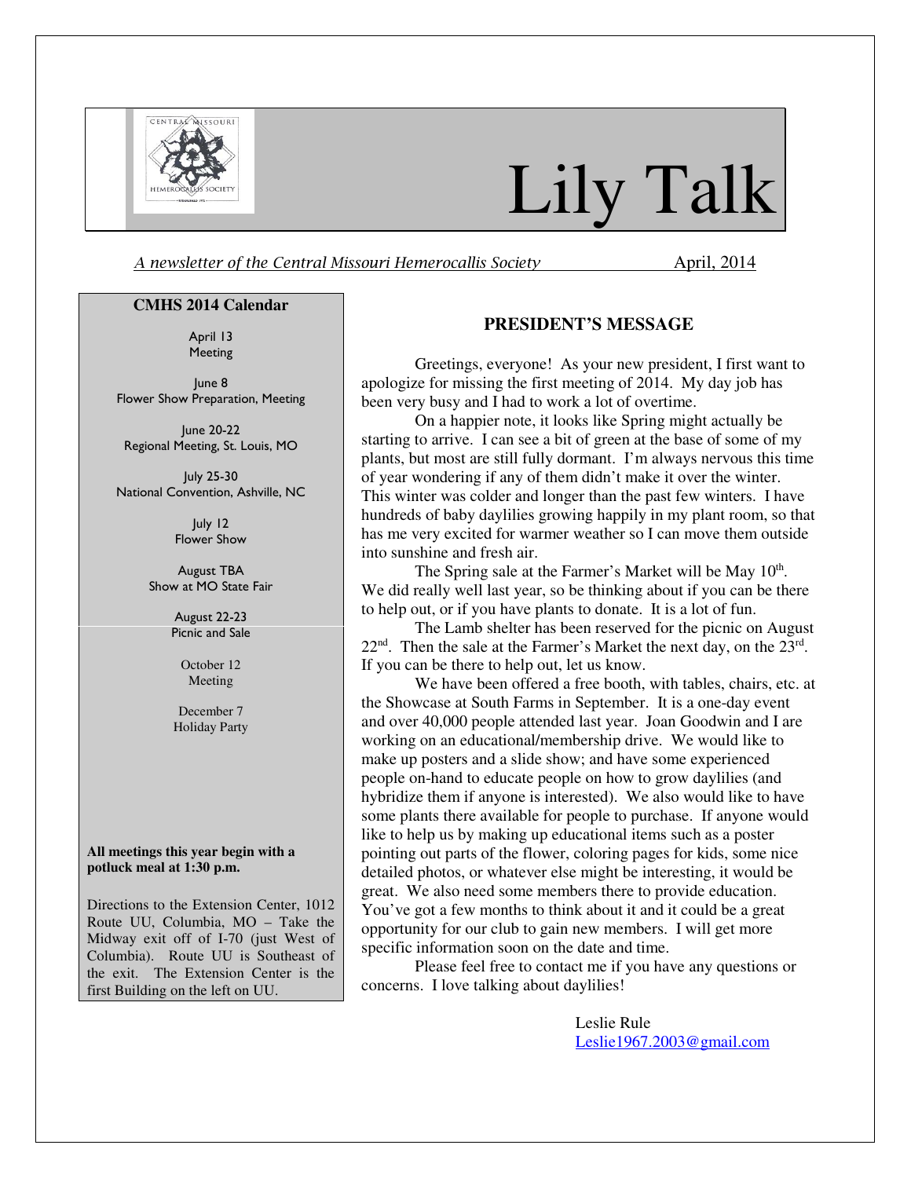# Lily Talk

*A newsletter of the Central Missouri Hemerocallis Society* April, 2014

## CMHS 2014 Calendar

April 13
Meeting

June 8
Flower Show Preparation, Meeting

June 20-22
Regional Meeting, St. Louis, MO

July 25-30
National Convention, Ashville, NC

July 12
Flower Show

August TBA
Show at MO State Fair

August 22-23
Picnic and Sale

October 12
Meeting

December 7
Holiday Party

**All meetings this year begin with a potluck meal at 1:30 p.m.**

Directions to the Extension Center, 1012 Route UU, Columbia, MO – Take the Midway exit off of I-70 (just West of Columbia). Route UU is Southeast of the exit. The Extension Center is the first Building on the left on UU.

## PRESIDENT'S MESSAGE

Greetings, everyone! As your new president, I first want to apologize for missing the first meeting of 2014. My day job has been very busy and I had to work a lot of overtime.

On a happier note, it looks like Spring might actually be starting to arrive. I can see a bit of green at the base of some of my plants, but most are still fully dormant. I'm always nervous this time of year wondering if any of them didn't make it over the winter. This winter was colder and longer than the past few winters. I have hundreds of baby daylilies growing happily in my plant room, so that has me very excited for warmer weather so I can move them outside into sunshine and fresh air.

The Spring sale at the Farmer's Market will be May 10th. We did really well last year, so be thinking about if you can be there to help out, or if you have plants to donate. It is a lot of fun.

The Lamb shelter has been reserved for the picnic on August 22nd. Then the sale at the Farmer's Market the next day, on the 23rd. If you can be there to help out, let us know.

We have been offered a free booth, with tables, chairs, etc. at the Showcase at South Farms in September. It is a one-day event and over 40,000 people attended last year. Joan Goodwin and I are working on an educational/membership drive. We would like to make up posters and a slide show; and have some experienced people on-hand to educate people on how to grow daylilies (and hybridize them if anyone is interested). We also would like to have some plants there available for people to purchase. If anyone would like to help us by making up educational items such as a poster pointing out parts of the flower, coloring pages for kids, some nice detailed photos, or whatever else might be interesting, it would be great. We also need some members there to provide education. You've got a few months to think about it and it could be a great opportunity for our club to gain new members. I will get more specific information soon on the date and time.

Please feel free to contact me if you have any questions or concerns. I love talking about daylilies!

Leslie Rule
Leslie1967.2003@gmail.com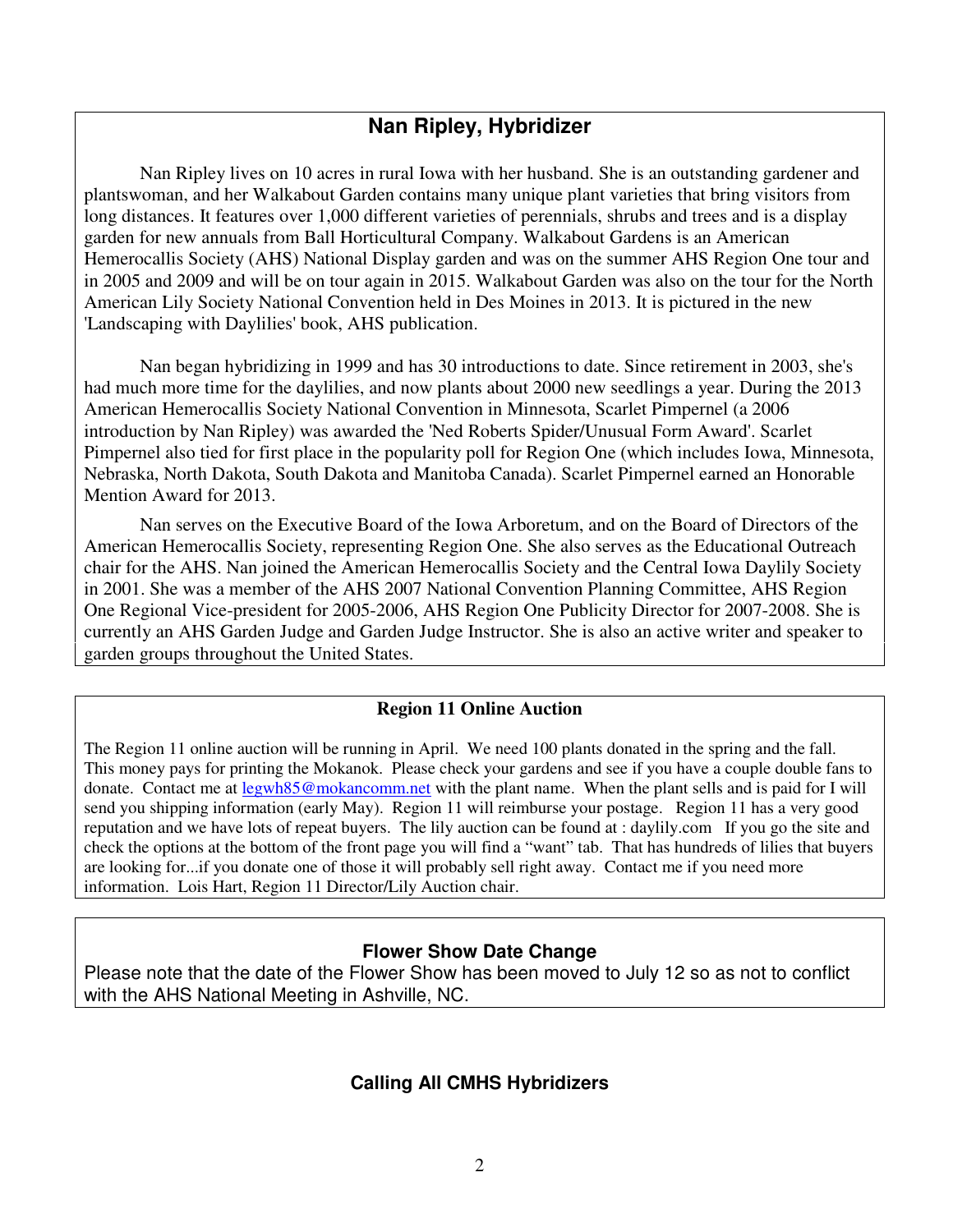## Nan Ripley, Hybridizer

Nan Ripley lives on 10 acres in rural Iowa with her husband. She is an outstanding gardener and plantswoman, and her Walkabout Garden contains many unique plant varieties that bring visitors from long distances. It features over 1,000 different varieties of perennials, shrubs and trees and is a display garden for new annuals from Ball Horticultural Company. Walkabout Gardens is an American Hemerocallis Society (AHS) National Display garden and was on the summer AHS Region One tour and in 2005 and 2009 and will be on tour again in 2015. Walkabout Garden was also on the tour for the North American Lily Society National Convention held in Des Moines in 2013. It is pictured in the new 'Landscaping with Daylilies' book, AHS publication.

Nan began hybridizing in 1999 and has 30 introductions to date. Since retirement in 2003, she's had much more time for the daylilies, and now plants about 2000 new seedlings a year. During the 2013 American Hemerocallis Society National Convention in Minnesota, Scarlet Pimpernel (a 2006 introduction by Nan Ripley) was awarded the 'Ned Roberts Spider/Unusual Form Award'. Scarlet Pimpernel also tied for first place in the popularity poll for Region One (which includes Iowa, Minnesota, Nebraska, North Dakota, South Dakota and Manitoba Canada). Scarlet Pimpernel earned an Honorable Mention Award for 2013.

Nan serves on the Executive Board of the Iowa Arboretum, and on the Board of Directors of the American Hemerocallis Society, representing Region One. She also serves as the Educational Outreach chair for the AHS. Nan joined the American Hemerocallis Society and the Central Iowa Daylily Society in 2001. She was a member of the AHS 2007 National Convention Planning Committee, AHS Region One Regional Vice-president for 2005-2006, AHS Region One Publicity Director for 2007-2008. She is currently an AHS Garden Judge and Garden Judge Instructor. She is also an active writer and speaker to garden groups throughout the United States.

## Region 11 Online Auction

The Region 11 online auction will be running in April. We need 100 plants donated in the spring and the fall. This money pays for printing the Mokanok. Please check your gardens and see if you have a couple double fans to donate. Contact me at legwh85@mokancomm.net with the plant name. When the plant sells and is paid for I will send you shipping information (early May). Region 11 will reimburse your postage. Region 11 has a very good reputation and we have lots of repeat buyers. The lily auction can be found at : daylily.com If you go the site and check the options at the bottom of the front page you will find a "want" tab. That has hundreds of lilies that buyers are looking for...if you donate one of those it will probably sell right away. Contact me if you need more information. Lois Hart, Region 11 Director/Lily Auction chair.

## Flower Show Date Change

Please note that the date of the Flower Show has been moved to July 12 so as not to conflict with the AHS National Meeting in Ashville, NC.

## Calling All CMHS Hybridizers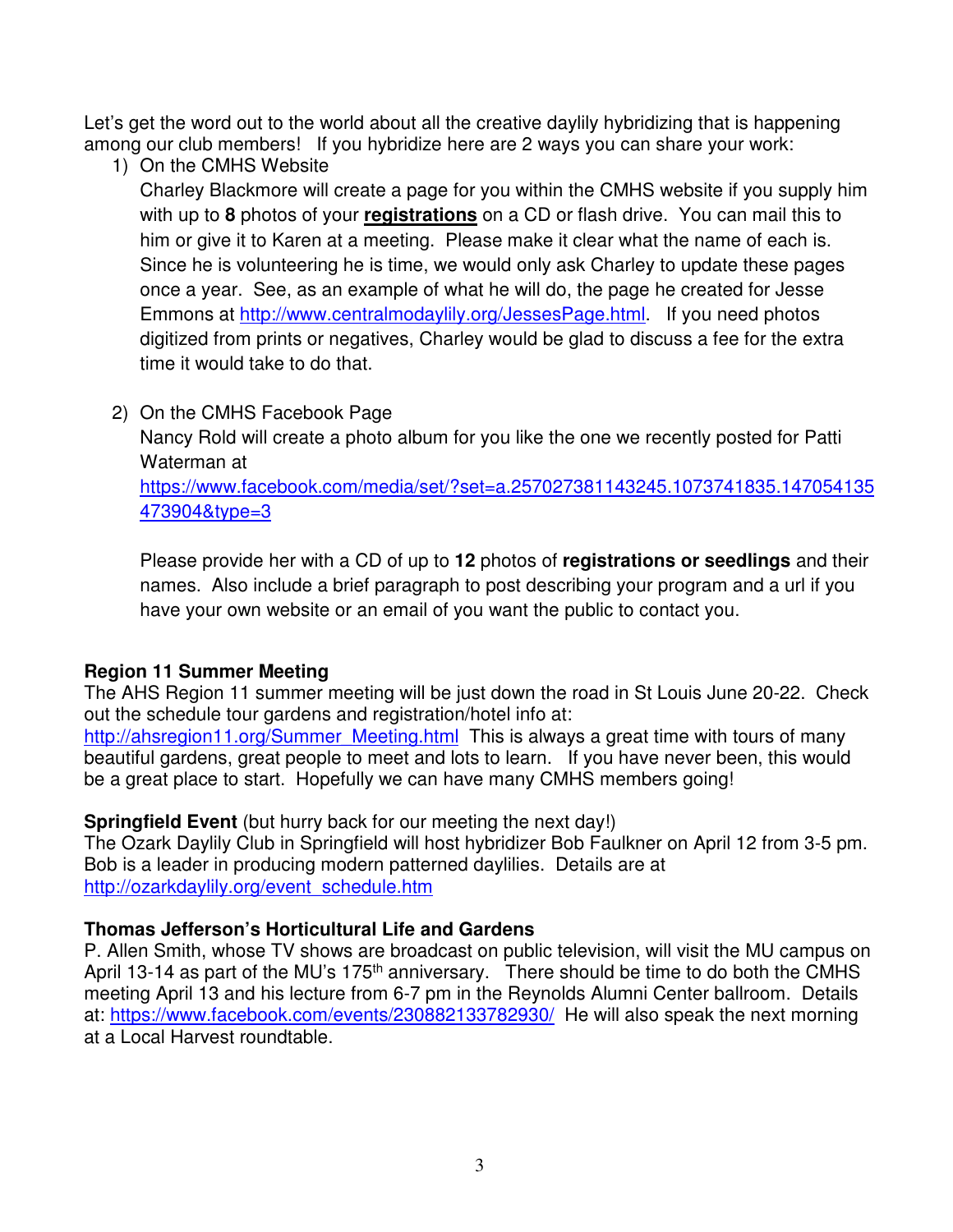Let's get the word out to the world about all the creative daylily hybridizing that is happening among our club members! If you hybridize here are 2 ways you can share your work:

1) On the CMHS Website

   Charley Blackmore will create a page for you within the CMHS website if you supply him with up to **8** photos of your **registrations** on a CD or flash drive. You can mail this to him or give it to Karen at a meeting. Please make it clear what the name of each is. Since he is volunteering he is time, we would only ask Charley to update these pages once a year. See, as an example of what he will do, the page he created for Jesse Emmons at http://www.centralmodaylily.org/JessesPage.html. If you need photos digitized from prints or negatives, Charley would be glad to discuss a fee for the extra time it would take to do that.

2) On the CMHS Facebook Page

   Nancy Rold will create a photo album for you like the one we recently posted for Patti Waterman at https://www.facebook.com/media/set/?set=a.257027381143245.1073741835.147054135473904&type=3

   Please provide her with a CD of up to **12** photos of **registrations or seedlings** and their names. Also include a brief paragraph to post describing your program and a url if you have your own website or an email of you want the public to contact you.

**Region 11 Summer Meeting**

The AHS Region 11 summer meeting will be just down the road in St Louis June 20-22. Check out the schedule tour gardens and registration/hotel info at: http://ahsregion11.org/Summer_Meeting.html This is always a great time with tours of many beautiful gardens, great people to meet and lots to learn. If you have never been, this would be a great place to start. Hopefully we can have many CMHS members going!

**Springfield Event** (but hurry back for our meeting the next day!)

The Ozark Daylily Club in Springfield will host hybridizer Bob Faulkner on April 12 from 3-5 pm. Bob is a leader in producing modern patterned daylilies. Details are at http://ozarkdaylily.org/event_schedule.htm

**Thomas Jefferson's Horticultural Life and Gardens**

P. Allen Smith, whose TV shows are broadcast on public television, will visit the MU campus on April 13-14 as part of the MU's 175th anniversary. There should be time to do both the CMHS meeting April 13 and his lecture from 6-7 pm in the Reynolds Alumni Center ballroom. Details at: https://www.facebook.com/events/230882133782930/ He will also speak the next morning at a Local Harvest roundtable.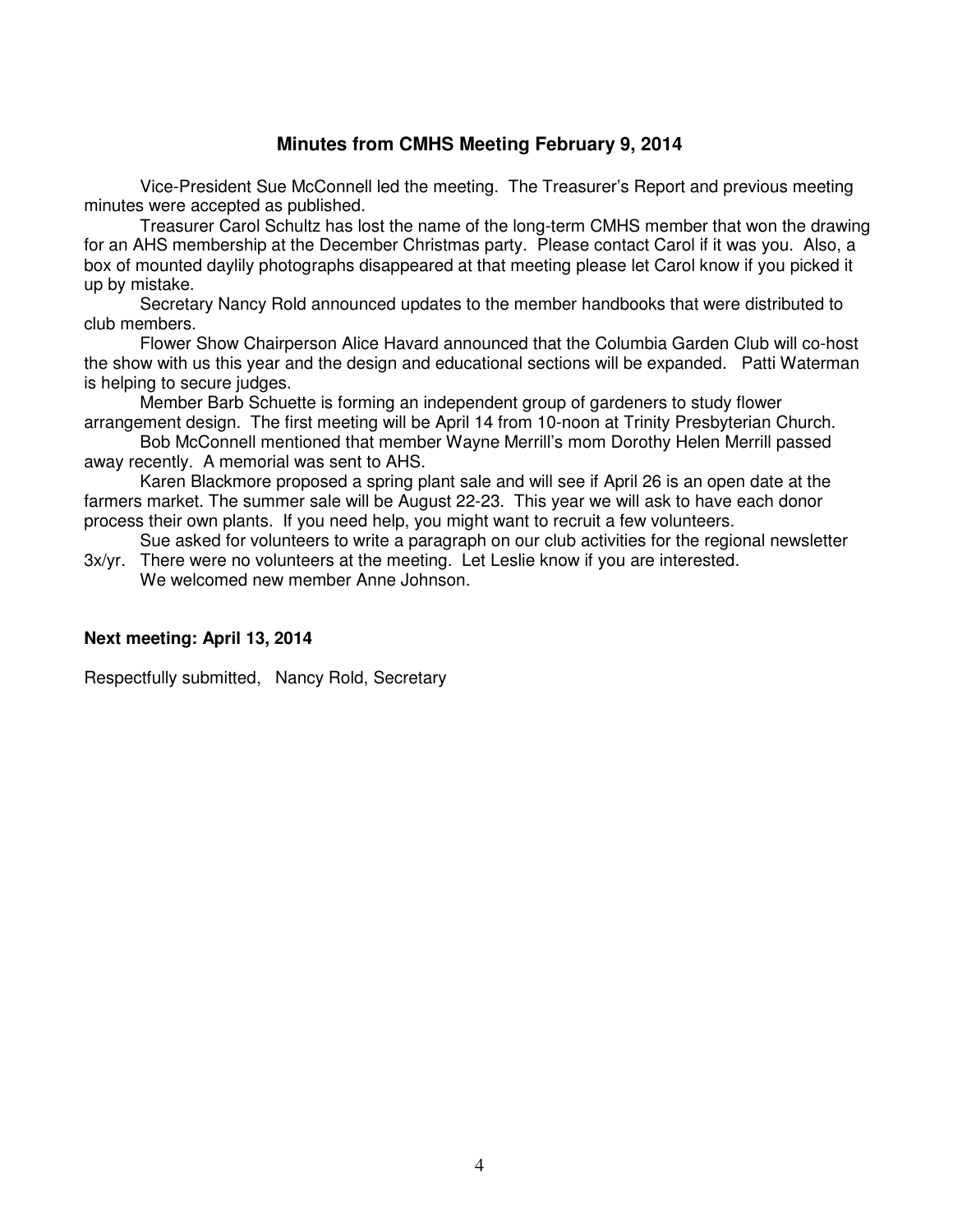## Minutes from CMHS Meeting February 9, 2014

Vice-President Sue McConnell led the meeting. The Treasurer's Report and previous meeting minutes were accepted as published.

Treasurer Carol Schultz has lost the name of the long-term CMHS member that won the drawing for an AHS membership at the December Christmas party. Please contact Carol if it was you. Also, a box of mounted daylily photographs disappeared at that meeting please let Carol know if you picked it up by mistake.

Secretary Nancy Rold announced updates to the member handbooks that were distributed to club members.

Flower Show Chairperson Alice Havard announced that the Columbia Garden Club will co-host the show with us this year and the design and educational sections will be expanded. Patti Waterman is helping to secure judges.

Member Barb Schuette is forming an independent group of gardeners to study flower arrangement design. The first meeting will be April 14 from 10-noon at Trinity Presbyterian Church.

Bob McConnell mentioned that member Wayne Merrill's mom Dorothy Helen Merrill passed away recently. A memorial was sent to AHS.

Karen Blackmore proposed a spring plant sale and will see if April 26 is an open date at the farmers market. The summer sale will be August 22-23. This year we will ask to have each donor process their own plants. If you need help, you might want to recruit a few volunteers.

Sue asked for volunteers to write a paragraph on our club activities for the regional newsletter 3x/yr. There were no volunteers at the meeting. Let Leslie know if you are interested.

We welcomed new member Anne Johnson.

**Next meeting: April 13, 2014**

Respectfully submitted, Nancy Rold, Secretary